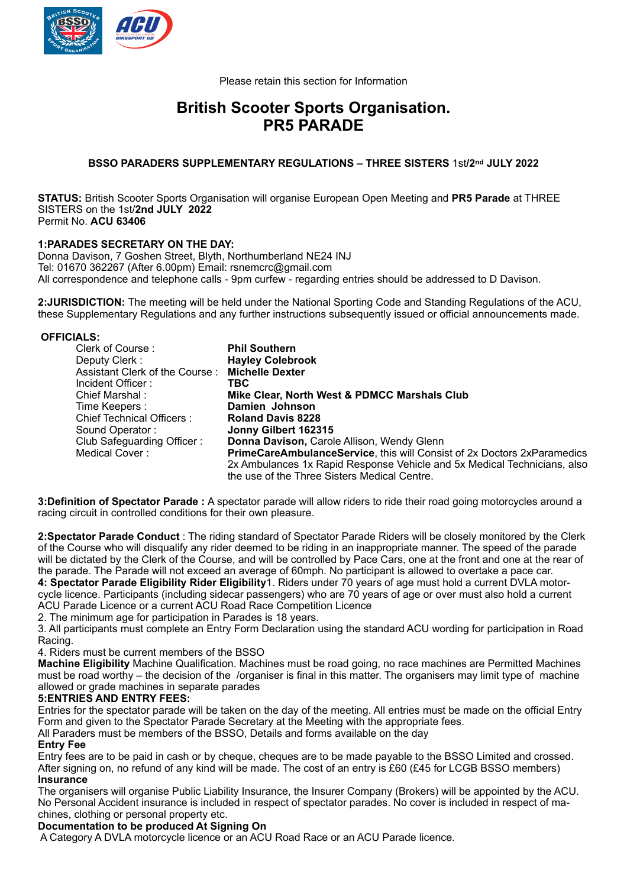Please retain this section for Information

# British Scooter Sports Organisation.
# PR5 PARADE

**BSSO PARADERS SUPPLEMENTARY REGULATIONS – THREE SISTERS** 1st/**2nd JULY 2022**

**STATUS:** British Scooter Sports Organisation will organise European Open Meeting and **PR5 Parade** at THREE SISTERS on the 1st/**2nd JULY 2022**
Permit No. **ACU 63406**

**1:PARADES SECRETARY ON THE DAY:**
Donna Davison, 7 Goshen Street, Blyth, Northumberland NE24 INJ
Tel: 01670 362267 (After 6.00pm) Email: rsnemcrc@gmail.com
All correspondence and telephone calls - 9pm curfew - regarding entries should be addressed to D Davison.

**2:JURISDICTION:** The meeting will be held under the National Sporting Code and Standing Regulations of the ACU, these Supplementary Regulations and any further instructions subsequently issued or official announcements made.

**OFFICIALS:**

| | |
|---|---|
| Clerk of Course : | **Phil Southern** |
| Deputy Clerk : | **Hayley Colebrook** |
| Assistant Clerk of the Course : | **Michelle Dexter** |
| Incident Officer : | **TBC** |
| Chief Marshal : | **Mike Clear, North West & PDMCC Marshals Club** |
| Time Keepers : | **Damien Johnson** |
| Chief Technical Officers : | **Roland Davis 8228** |
| Sound Operator : | **Jonny Gilbert 162315** |
| Club Safeguarding Officer : | **Donna Davison,** Carole Allison, Wendy Glenn |
| Medical Cover : | **PrimeCareAmbulanceService**, this will Consist of 2x Doctors 2xParamedics 2x Ambulances 1x Rapid Response Vehicle and 5x Medical Technicians, also the use of the Three Sisters Medical Centre. |

**3:Definition of Spectator Parade :** A spectator parade will allow riders to ride their road going motorcycles around a racing circuit in controlled conditions for their own pleasure.

**2:Spectator Parade Conduct** : The riding standard of Spectator Parade Riders will be closely monitored by the Clerk of the Course who will disqualify any rider deemed to be riding in an inappropriate manner. The speed of the parade will be dictated by the Clerk of the Course, and will be controlled by Pace Cars, one at the front and one at the rear of the parade. The Parade will not exceed an average of 60mph. No participant is allowed to overtake a pace car.

**4: Spectator Parade Eligibility Rider Eligibility**1. Riders under 70 years of age must hold a current DVLA motorcycle licence. Participants (including sidecar passengers) who are 70 years of age or over must also hold a current ACU Parade Licence or a current ACU Road Race Competition Licence

2. The minimum age for participation in Parades is 18 years.

3. All participants must complete an Entry Form Declaration using the standard ACU wording for participation in Road Racing.

4. Riders must be current members of the BSSO

**Machine Eligibility** Machine Qualification. Machines must be road going, no race machines are Permitted Machines must be road worthy – the decision of the /organiser is final in this matter. The organisers may limit type of machine allowed or grade machines in separate parades

**5:ENTRIES AND ENTRY FEES:**
Entries for the spectator parade will be taken on the day of the meeting. All entries must be made on the official Entry Form and given to the Spectator Parade Secretary at the Meeting with the appropriate fees.
All Paraders must be members of the BSSO, Details and forms available on the day

**Entry Fee**
Entry fees are to be paid in cash or by cheque, cheques are to be made payable to the BSSO Limited and crossed. After signing on, no refund of any kind will be made. The cost of an entry is £60 (£45 for LCGB BSSO members)

**Insurance**
The organisers will organise Public Liability Insurance, the Insurer Company (Brokers) will be appointed by the ACU. No Personal Accident insurance is included in respect of spectator parades. No cover is included in respect of machines, clothing or personal property etc.

**Documentation to be produced At Signing On**
A Category A DVLA motorcycle licence or an ACU Road Race or an ACU Parade licence.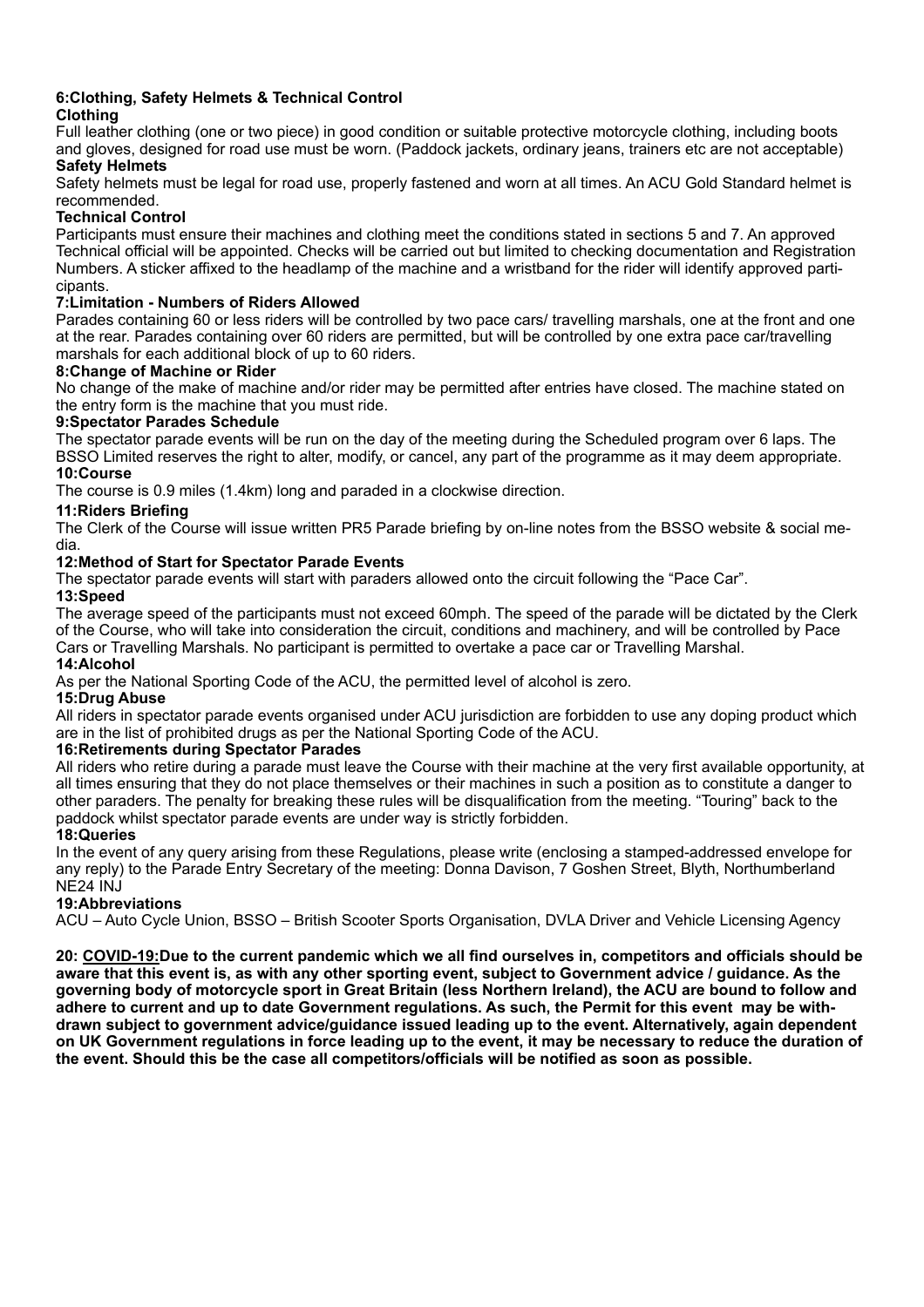### 6:Clothing, Safety Helmets & Technical Control

**Clothing**

Full leather clothing (one or two piece) in good condition or suitable protective motorcycle clothing, including boots and gloves, designed for road use must be worn. (Paddock jackets, ordinary jeans, trainers etc are not acceptable)

**Safety Helmets**

Safety helmets must be legal for road use, properly fastened and worn at all times. An ACU Gold Standard helmet is recommended.

**Technical Control**

Participants must ensure their machines and clothing meet the conditions stated in sections 5 and 7. An approved Technical official will be appointed. Checks will be carried out but limited to checking documentation and Registration Numbers. A sticker affixed to the headlamp of the machine and a wristband for the rider will identify approved participants.

### 7:Limitation - Numbers of Riders Allowed

Parades containing 60 or less riders will be controlled by two pace cars/ travelling marshals, one at the front and one at the rear. Parades containing over 60 riders are permitted, but will be controlled by one extra pace car/travelling marshals for each additional block of up to 60 riders.

### 8:Change of Machine or Rider

No change of the make of machine and/or rider may be permitted after entries have closed. The machine stated on the entry form is the machine that you must ride.

### 9:Spectator Parades Schedule

The spectator parade events will be run on the day of the meeting during the Scheduled program over 6 laps. The BSSO Limited reserves the right to alter, modify, or cancel, any part of the programme as it may deem appropriate.

### 10:Course

The course is 0.9 miles (1.4km) long and paraded in a clockwise direction.

### 11:Riders Briefing

The Clerk of the Course will issue written PR5 Parade briefing by on-line notes from the BSSO website & social media.

### 12:Method of Start for Spectator Parade Events

The spectator parade events will start with paraders allowed onto the circuit following the "Pace Car".

### 13:Speed

The average speed of the participants must not exceed 60mph. The speed of the parade will be dictated by the Clerk of the Course, who will take into consideration the circuit, conditions and machinery, and will be controlled by Pace Cars or Travelling Marshals. No participant is permitted to overtake a pace car or Travelling Marshal.

### 14:Alcohol

As per the National Sporting Code of the ACU, the permitted level of alcohol is zero.

### 15:Drug Abuse

All riders in spectator parade events organised under ACU jurisdiction are forbidden to use any doping product which are in the list of prohibited drugs as per the National Sporting Code of the ACU.

### 16:Retirements during Spectator Parades

All riders who retire during a parade must leave the Course with their machine at the very first available opportunity, at all times ensuring that they do not place themselves or their machines in such a position as to constitute a danger to other paraders. The penalty for breaking these rules will be disqualification from the meeting. "Touring" back to the paddock whilst spectator parade events are under way is strictly forbidden.

### 18:Queries

In the event of any query arising from these Regulations, please write (enclosing a stamped-addressed envelope for any reply) to the Parade Entry Secretary of the meeting: Donna Davison, 7 Goshen Street, Blyth, Northumberland NE24 INJ

### 19:Abbreviations

ACU – Auto Cycle Union, BSSO – British Scooter Sports Organisation, DVLA Driver and Vehicle Licensing Agency

**20: <u>COVID-19:</u>Due to the current pandemic which we all find ourselves in, competitors and officials should be aware that this event is, as with any other sporting event, subject to Government advice / guidance. As the governing body of motorcycle sport in Great Britain (less Northern Ireland), the ACU are bound to follow and adhere to current and up to date Government regulations. As such, the Permit for this event may be withdrawn subject to government advice/guidance issued leading up to the event. Alternatively, again dependent on UK Government regulations in force leading up to the event, it may be necessary to reduce the duration of the event. Should this be the case all competitors/officials will be notified as soon as possible.**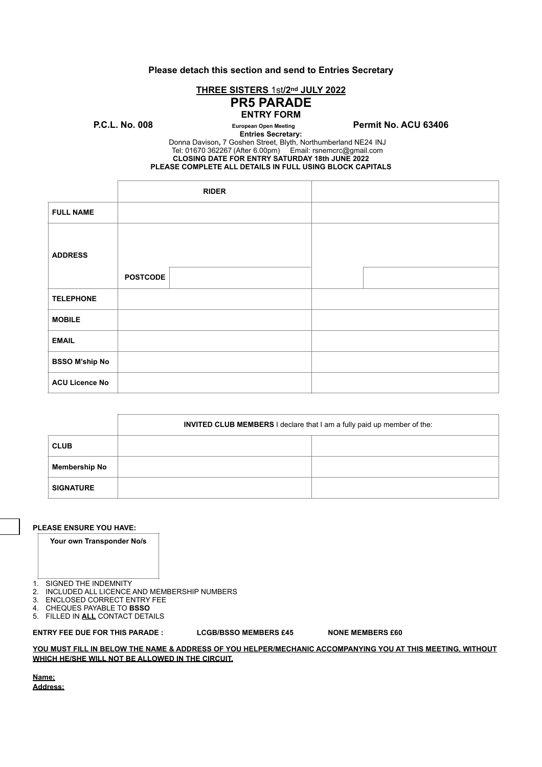**Please detach this section and send to Entries Secretary**

**THREE SISTERS 1st/2nd JULY 2022**

# PR5 PARADE

**ENTRY FORM**

**P.C.L. No. 008** &nbsp;&nbsp;&nbsp; **European Open Meeting** &nbsp;&nbsp;&nbsp; **Permit No. ACU 63406**

**Entries Secretary:**

Donna Davison**,** 7 Goshen Street, Blyth, Northumberland NE24 INJ

Tel: 01670 362267 (After 6.00pm) Email: rsnemcrc@gmail.com

**CLOSING DATE FOR ENTRY SATURDAY 18th JUNE 2022**

**PLEASE COMPLETE ALL DETAILS IN FULL USING BLOCK CAPITALS**

| | RIDER | | | |
|---|---|---|---|---|
| **FULL NAME** | | | | |
| **ADDRESS** | | | | |
| | **POSTCODE** | | | |
| **TELEPHONE** | | | | |
| **MOBILE** | | | | |
| **EMAIL** | | | | |
| **BSSO M'ship No** | | | | |
| **ACU Licence No** | | | | |

| | **INVITED CLUB MEMBERS** I declare that I am a fully paid up member of the: | |
|---|---|---|
| **CLUB** | | |
| **Membership No** | | |
| **SIGNATURE** | | |

**PLEASE ENSURE YOU HAVE:**

| **Your own Transponder No/s** |
|---|
| |

1. SIGNED THE INDEMNITY
2. INCLUDED ALL LICENCE AND MEMBERSHIP NUMBERS
3. ENCLOSED CORRECT ENTRY FEE
4. CHEQUES PAYABLE TO **BSSO**
5. FILLED IN **ALL** CONTACT DETAILS

**ENTRY FEE DUE FOR THIS PARADE :** &nbsp;&nbsp;&nbsp; **LCGB/BSSO MEMBERS £45** &nbsp;&nbsp;&nbsp; **NONE MEMBERS £60**

**YOU MUST FILL IN BELOW THE NAME & ADDRESS OF YOU HELPER/MECHANIC ACCOMPANYING YOU AT THIS MEETING, WITHOUT WHICH HE/SHE WILL NOT BE ALLOWED IN THE CIRCUIT.**

**Name;**

**Address;**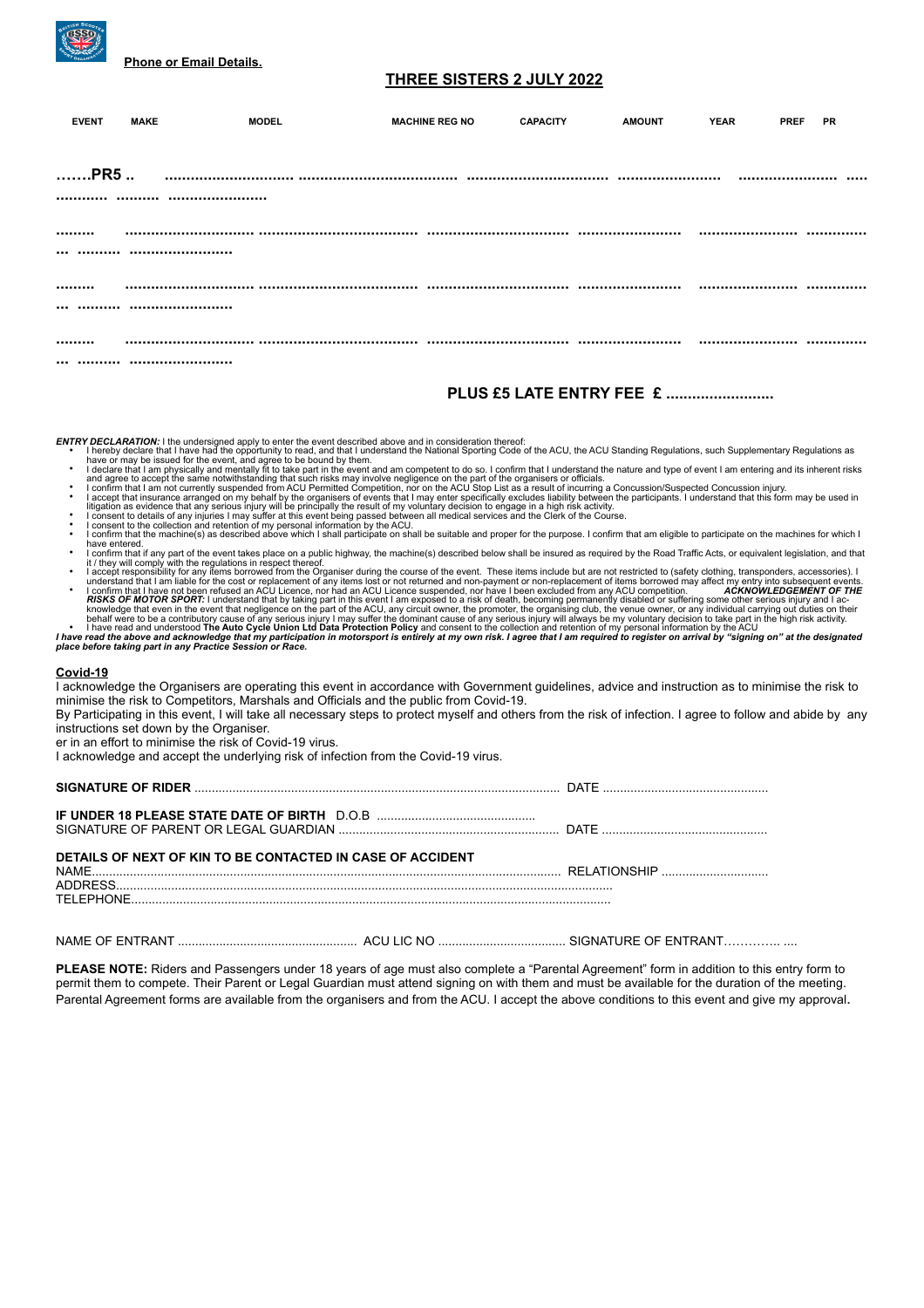**Phone or Email Details.**

## THREE SISTERS 2 JULY 2022

| EVENT | MAKE | MODEL | MACHINE REG NO | CAPACITY | AMOUNT | YEAR | PREF | PR |
|---|---|---|---|---|---|---|---|---|
| …….PR5 .. | ………………………… | ……………………………… | …………………………… | …………………… | …………………… | ………… | ……… | ………………… |
| ……… | ………………………… | ……………………………… | …………………………… | …………………… | …………………… | ……………… | … | ……… …………………… |
| ……… | ………………………… | ……………………………… | …………………………… | …………………… | …………………… | ……………… | … | ……… …………………… |
| ……… | ………………………… | ……………………………… | …………………………… | …………………… | …………………… | ……………… | … | ……… …………………… |

**PLUS £5 LATE ENTRY FEE £ ……………………**

***ENTRY DECLARATION:*** I the undersigned apply to enter the event described above and in consideration thereof:

- I hereby declare that I have had the opportunity to read, and that I understand the National Sporting Code of the ACU, the ACU Standing Regulations, such Supplementary Regulations as have or may be issued for the event, and agree to be bound by them.
- I declare that I am physically and mentally fit to take part in the event and am competent to do so. I confirm that I understand the nature and type of event I am entering and its inherent risks and agree to accept the same notwithstanding that such risks may involve negligence on the part of the organisers or officials.
- I confirm that I am not currently suspended from ACU Permitted Competition, nor on the ACU Stop List as a result of incurring a Concussion/Suspected Concussion injury.
- I accept that insurance arranged on my behalf by the organiser of events that I may enter specifically excludes liability between the participants. I understand that this form may be used in litigation as evidence that any serious injury will be principally the result of my voluntary decision to engage in a high risk activity.
- I consent to details of any injuries I may suffer at this event being passed between all medical services and the Clerk of the Course.
- I consent to the collection and retention of my personal information by the ACU.
- I confirm that the machine(s) as described above which I shall participate on shall be suitable and proper for the purpose. I confirm that am eligible to participate on the machines for which I have entered.
- I confirm that if any part of the event takes place on a public highway, the machine(s) described below shall be insured as required by the Road Traffic Acts, or equivalent legislation, and that it / they will comply with the regulations in respect thereof.
- I accept responsibility for any items borrowed from the Organiser during the course of the event. These items include but are not restricted to (safety clothing, transponders, accessories). I understand that I am liable for the cost or replacement of any items lost or not returned and non-payment or non-replacement of items borrowed may affect my entry into subsequent events.
- I confirm that I have not been refused an ACU Licence, nor had an ACU Licence suspended, nor have I been excluded from any ACU competition. ***ACKNOWLEDGEMENT OF THE RISKS OF MOTOR SPORT:*** I understand that by taking part in this event I am exposed to a risk of death, becoming permanently disabled or suffering some other serious injury and I acknowledge that even in the event that negligence on the part of the ACU, any circuit owner, the promoter, the organising club, the venue owner, or any individual carrying out duties on their behalf were to be a contributory cause of any serious injury I may suffer the dominant cause of any serious injury will always be my voluntary decision to take part in the high risk activity.
- I have read and understood **The Auto Cycle Union Ltd Data Protection Policy** and consent to the collection and retention of my personal information by the ACU

***I have read the above and acknowledge that my participation in motorsport is entirely at my own risk. I agree that I am required to register on arrival by "signing on" at the designated place before taking part in any Practice Session or Race.***

**Covid-19**

I acknowledge the Organisers are operating this event in accordance with Government guidelines, advice and instruction as to minimise the risk to minimise the risk to Competitors, Marshals and Officials and the public from Covid-19.
By Participating in this event, I will take all necessary steps to protect myself and others from the risk of infection. I agree to follow and abide by any instructions set down by the Organiser.
er in an effort to minimise the risk of Covid-19 virus.
I acknowledge and accept the underlying risk of infection from the Covid-19 virus.

**SIGNATURE OF RIDER** ……………………………………………………………………………………… DATE …………………………………………

**IF UNDER 18 PLEASE STATE DATE OF BIRTH** D.O.B ………………………………………
SIGNATURE OF PARENT OR LEGAL GUARDIAN ………………………………………………………… DATE …………………………………………

**DETAILS OF NEXT OF KIN TO BE CONTACTED IN CASE OF ACCIDENT**
NAME……………………………………………………………………………………………………………… RELATIONSHIP …………………………
ADDRESS……………………………………………………………………………………………………………………………
TELEPHONE…………………………………………………………………………………………………………………………

NAME OF ENTRANT …………………………………………… ACU LIC NO ……………………………… SIGNATURE OF ENTRANT……….….. ....

**PLEASE NOTE:** Riders and Passengers under 18 years of age must also complete a "Parental Agreement" form in addition to this entry form to permit them to compete. Their Parent or Legal Guardian must attend signing on with them and must be available for the duration of the meeting. Parental Agreement forms are available from the organisers and from the ACU. I accept the above conditions to this event and give my approval.